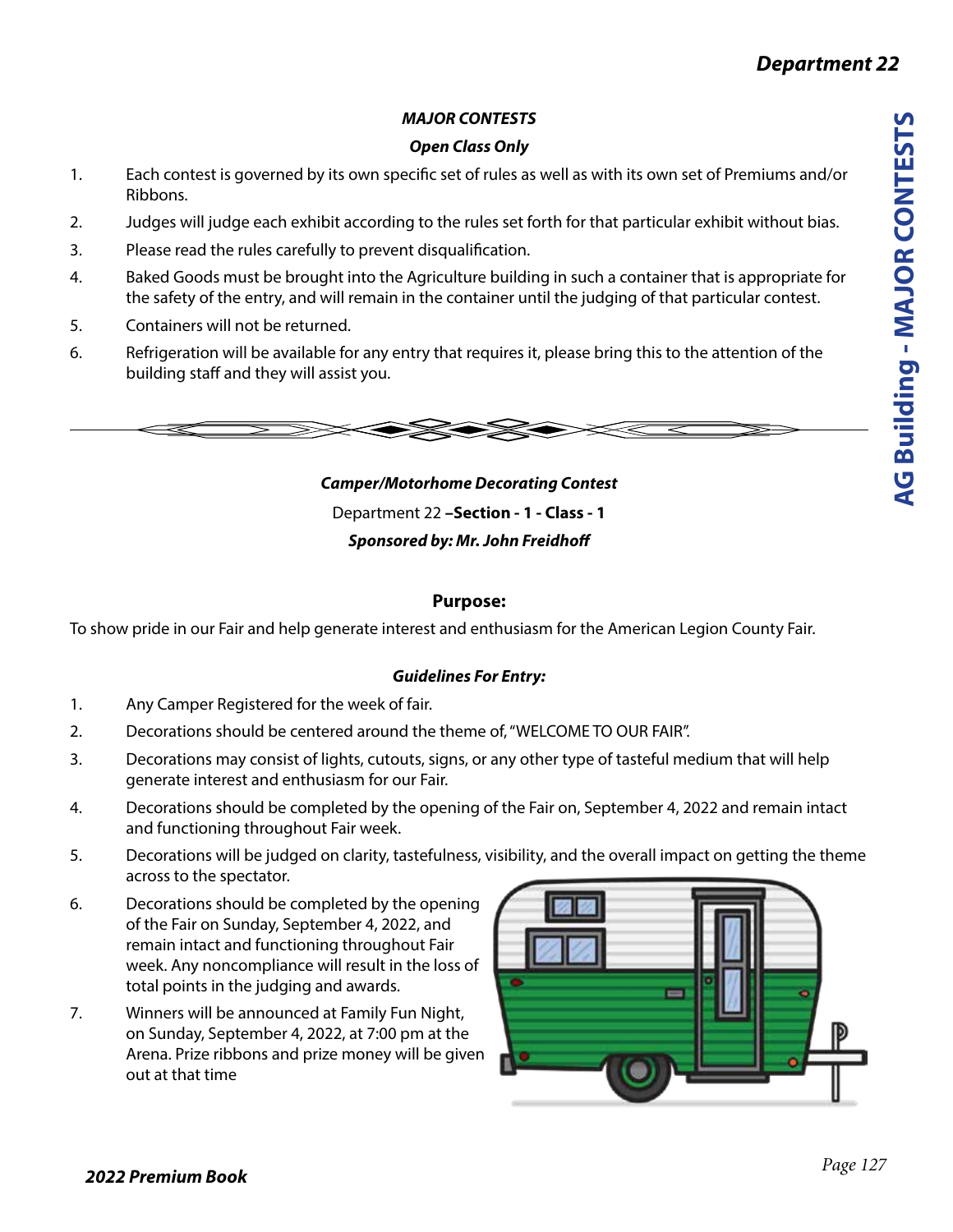## MAJOR CONTESTS

### *Open Class Only*

1. Each contest is governed by its own specific set of rules as well as with its own set of Premiums and/or Ribbons.
2. Judges will judge each exhibit according to the rules set forth for that particular exhibit without bias.
3. Please read the rules carefully to prevent disqualification.
4. Baked Goods must be brought into the Agriculture building in such a container that is appropriate for the safety of the entry, and will remain in the container until the judging of that particular contest.
5. Containers will not be returned.
6. Refrigeration will be available for any entry that requires it, please bring this to the attention of the building staff and they will assist you.

---

## *Camper/Motorhome Decorating Contest*

Department 22 –**Section - 1 - Class - 1**

***Sponsored by: Mr. John Freidhoff***

### Purpose:

To show pride in our Fair and help generate interest and enthusiasm for the American Legion County Fair.

### *Guidelines For Entry:*

1. Any Camper Registered for the week of fair.
2. Decorations should be centered around the theme of, "WELCOME TO OUR FAIR".
3. Decorations may consist of lights, cutouts, signs, or any other type of tasteful medium that will help generate interest and enthusiasm for our Fair.
4. Decorations should be completed by the opening of the Fair on, September 4, 2022 and remain intact and functioning throughout Fair week.
5. Decorations will be judged on clarity, tastefulness, visibility, and the overall impact on getting the theme across to the spectator.
6. Decorations should be completed by the opening of the Fair on Sunday, September 4, 2022, and remain intact and functioning throughout Fair week. Any noncompliance will result in the loss of total points in the judging and awards.
7. Winners will be announced at Family Fun Night, on Sunday, September 4, 2022, at 7:00 pm at the Arena. Prize ribbons and prize money will be given out at that time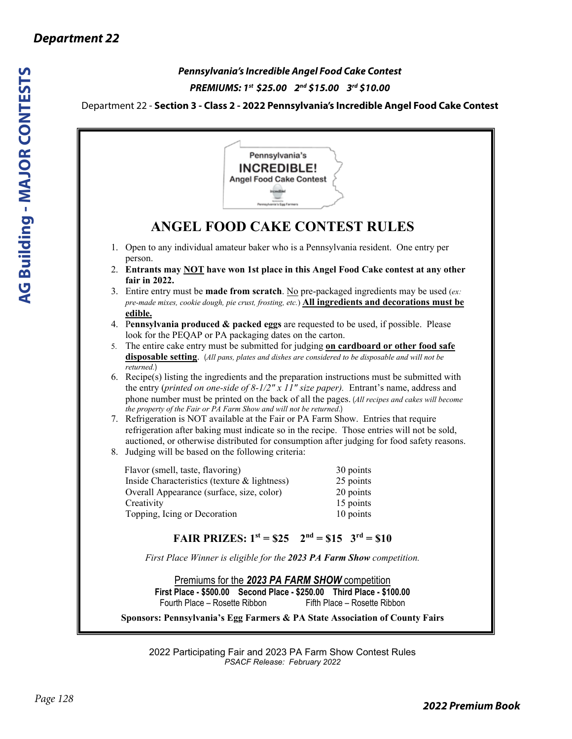***Pennsylvania's Incredible Angel Food Cake Contest***

***PREMIUMS: 1st $25.00   2nd $15.00   3rd $10.00***

Department 22 - **Section 3 - Class 2 - 2022 Pennsylvania's Incredible Angel Food Cake Contest**

Pennsylvania's
INCREDIBLE!
Angel Food Cake Contest

# ANGEL FOOD CAKE CONTEST RULES

1. Open to any individual amateur baker who is a Pennsylvania resident. One entry per person.
2. **Entrants may NOT have won 1st place in this Angel Food Cake contest at any other fair in 2022.**
3. Entire entry must be **made from scratch**. No pre-packaged ingredients may be used (*ex: pre-made mixes, cookie dough, pie crust, frosting, etc.*) **All ingredients and decorations must be edible.**
4. P**ennsylvania produced & packed eggs** are requested to be used, if possible. Please look for the PEQAP or PA packaging dates on the carton.
5. The entire cake entry must be submitted for judging **on cardboard or other food safe disposable setting**. (*All pans, plates and dishes are considered to be disposable and will not be returned.*)
6. Recipe(s) listing the ingredients and the preparation instructions must be submitted with the entry (*printed on one-side of 8-1/2" x 11" size paper).* Entrant's name, address and phone number must be printed on the back of all the pages. (*All recipes and cakes will become the property of the Fair or PA Farm Show and will not be returned.*)
7. Refrigeration is NOT available at the Fair or PA Farm Show. Entries that require refrigeration after baking must indicate so in the recipe. Those entries will not be sold, auctioned, or otherwise distributed for consumption after judging for food safety reasons.
8. Judging will be based on the following criteria:

| | |
|---|---|
| Flavor (smell, taste, flavoring) | 30 points |
| Inside Characteristics (texture & lightness) | 25 points |
| Overall Appearance (surface, size, color) | 20 points |
| Creativity | 15 points |
| Topping, Icing or Decoration | 10 points |

**FAIR PRIZES: 1st = $25   2nd = $15   3rd = $10**

*First Place Winner is eligible for the **2023 PA Farm Show** competition.*

Premiums for the ***2023 PA FARM SHOW*** competition

**First Place - $500.00   Second Place - $250.00   Third Place - $100.00**

Fourth Place – Rosette Ribbon   Fifth Place – Rosette Ribbon

**Sponsors: Pennsylvania's Egg Farmers & PA State Association of County Fairs**

2022 Participating Fair and 2023 PA Farm Show Contest Rules

*PSACF Release: February 2022*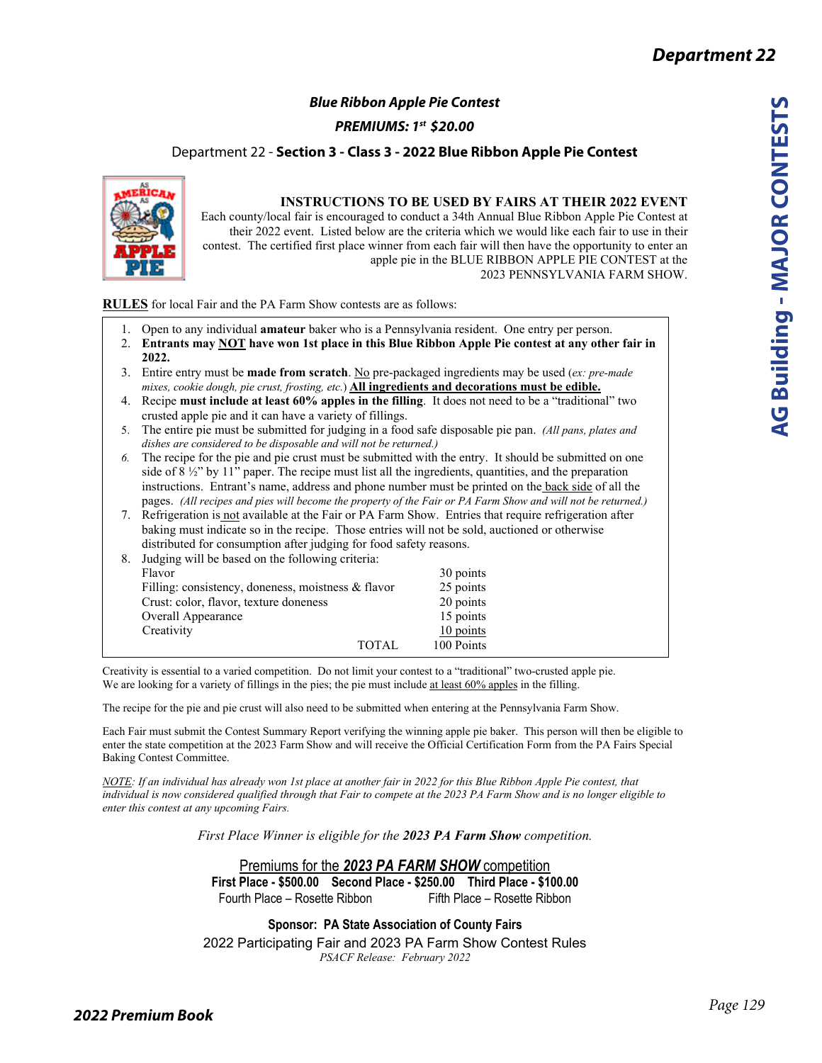## Department 22

### *Blue Ribbon Apple Pie Contest*

***PREMIUMS: 1st $20.00***

Department 22 - **Section 3 - Class 3 - 2022 Blue Ribbon Apple Pie Contest**

**INSTRUCTIONS TO BE USED BY FAIRS AT THEIR 2022 EVENT**

Each county/local fair is encouraged to conduct a 34th Annual Blue Ribbon Apple Pie Contest at their 2022 event. Listed below are the criteria which we would like each fair to use in their contest. The certified first place winner from each fair will then have the opportunity to enter an apple pie in the BLUE RIBBON APPLE PIE CONTEST at the 2023 PENNSYLVANIA FARM SHOW.

**RULES** for local Fair and the PA Farm Show contests are as follows:

1. Open to any individual **amateur** baker who is a Pennsylvania resident. One entry per person.
2. **Entrants may NOT have won 1st place in this Blue Ribbon Apple Pie contest at any other fair in 2022.**
3. Entire entry must be **made from scratch**. No pre-packaged ingredients may be used (*ex: pre-made mixes, cookie dough, pie crust, frosting, etc.*) **All ingredients and decorations must be edible.**
4. Recipe **must include at least 60% apples in the filling**. It does not need to be a "traditional" two crusted apple pie and it can have a variety of fillings.
5. The entire pie must be submitted for judging in a food safe disposable pie pan. *(All pans, plates and dishes are considered to be disposable and will not be returned.)*
6. The recipe for the pie and pie crust must be submitted with the entry. It should be submitted on one side of 8 ½" by 11" paper. The recipe must list all the ingredients, quantities, and the preparation instructions. Entrant's name, address and phone number must be printed on the back side of all the pages. *(All recipes and pies will become the property of the Fair or PA Farm Show and will not be returned.)*
7. Refrigeration is not available at the Fair or PA Farm Show. Entries that require refrigeration after baking must indicate so in the recipe. Those entries will not be sold, auctioned or otherwise distributed for consumption after judging for food safety reasons.
8. Judging will be based on the following criteria:

| Criteria | Points |
|---|---|
| Flavor | 30 points |
| Filling: consistency, doneness, moistness & flavor | 25 points |
| Crust: color, flavor, texture doneness | 20 points |
| Overall Appearance | 15 points |
| Creativity | 10 points |
| TOTAL | 100 Points |

Creativity is essential to a varied competition. Do not limit your contest to a "traditional" two-crusted apple pie. We are looking for a variety of fillings in the pies; the pie must include at least 60% apples in the filling.

The recipe for the pie and pie crust will also need to be submitted when entering at the Pennsylvania Farm Show.

Each Fair must submit the Contest Summary Report verifying the winning apple pie baker. This person will then be eligible to enter the state competition at the 2023 Farm Show and will receive the Official Certification Form from the PA Fairs Special Baking Contest Committee.

*NOTE: If an individual has already won 1st place at another fair in 2022 for this Blue Ribbon Apple Pie contest, that individual is now considered qualified through that Fair to compete at the 2023 PA Farm Show and is no longer eligible to enter this contest at any upcoming Fairs.*

*First Place Winner is eligible for the **2023 PA Farm Show** competition.*

Premiums for the ***2023 PA FARM SHOW*** competition

**First Place - $500.00 Second Place - $250.00 Third Place - $100.00**

Fourth Place – Rosette Ribbon Fifth Place – Rosette Ribbon

**Sponsor: PA State Association of County Fairs**

2022 Participating Fair and 2023 PA Farm Show Contest Rules

*PSACF Release: February 2022*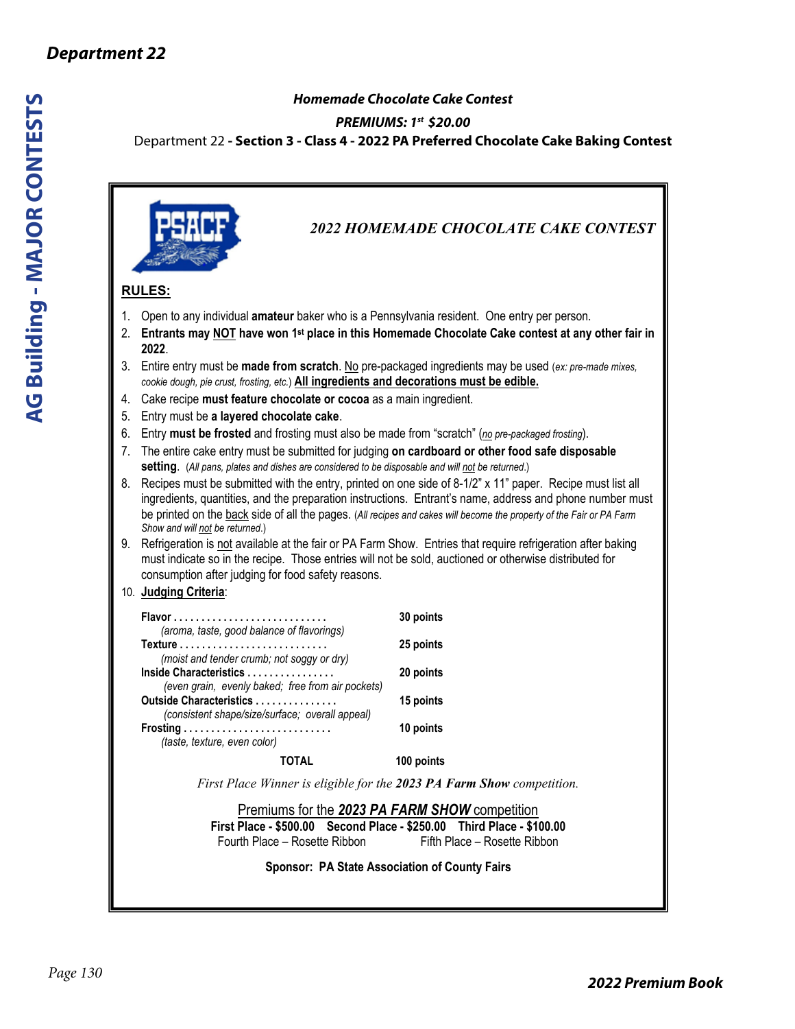# Department 22

### *Homemade Chocolate Cake Contest*

***PREMIUMS: 1st $20.00***

Department 22 **- Section 3 - Class 4 - 2022 PA Preferred Chocolate Cake Baking Contest**

PSACF

## *2022 HOMEMADE CHOCOLATE CAKE CONTEST*

**RULES:**

1. Open to any individual **amateur** baker who is a Pennsylvania resident. One entry per person.
2. **Entrants may NOT have won 1st place in this Homemade Chocolate Cake contest at any other fair in 2022**.
3. Entire entry must be **made from scratch**. No pre-packaged ingredients may be used (*ex: pre-made mixes, cookie dough, pie crust, frosting, etc.*) **All ingredients and decorations must be edible.**
4. Cake recipe **must feature chocolate or cocoa** as a main ingredient.
5. Entry must be **a layered chocolate cake**.
6. Entry **must be frosted** and frosting must also be made from "scratch" (*no pre-packaged frosting*).
7. The entire cake entry must be submitted for judging **on cardboard or other food safe disposable setting**. (*All pans, plates and dishes are considered to be disposable and will not be returned.*)
8. Recipes must be submitted with the entry, printed on one side of 8-1/2" x 11" paper. Recipe must list all ingredients, quantities, and the preparation instructions. Entrant's name, address and phone number must be printed on the back side of all the pages. (*All recipes and cakes will become the property of the Fair or PA Farm Show and will not be returned.*)
9. Refrigeration is not available at the fair or PA Farm Show. Entries that require refrigeration after baking must indicate so in the recipe. Those entries will not be sold, auctioned or otherwise distributed for consumption after judging for food safety reasons.
10. **Judging Criteria**:

| Criteria | Points |
|---|---|
| **Flavor** *(aroma, taste, good balance of flavorings)* | **30 points** |
| **Texture** *(moist and tender crumb; not soggy or dry)* | **25 points** |
| **Inside Characteristics** *(even grain, evenly baked; free from air pockets)* | **20 points** |
| **Outside Characteristics** *(consistent shape/size/surface; overall appeal)* | **15 points** |
| **Frosting** *(taste, texture, even color)* | **10 points** |
| **TOTAL** | **100 points** |

*First Place Winner is eligible for the **2023 PA Farm Show** competition.*

Premiums for the ***2023 PA FARM SHOW*** competition

**First Place - $500.00  Second Place - $250.00  Third Place - $100.00**

Fourth Place – Rosette Ribbon  Fifth Place – Rosette Ribbon

**Sponsor: PA State Association of County Fairs**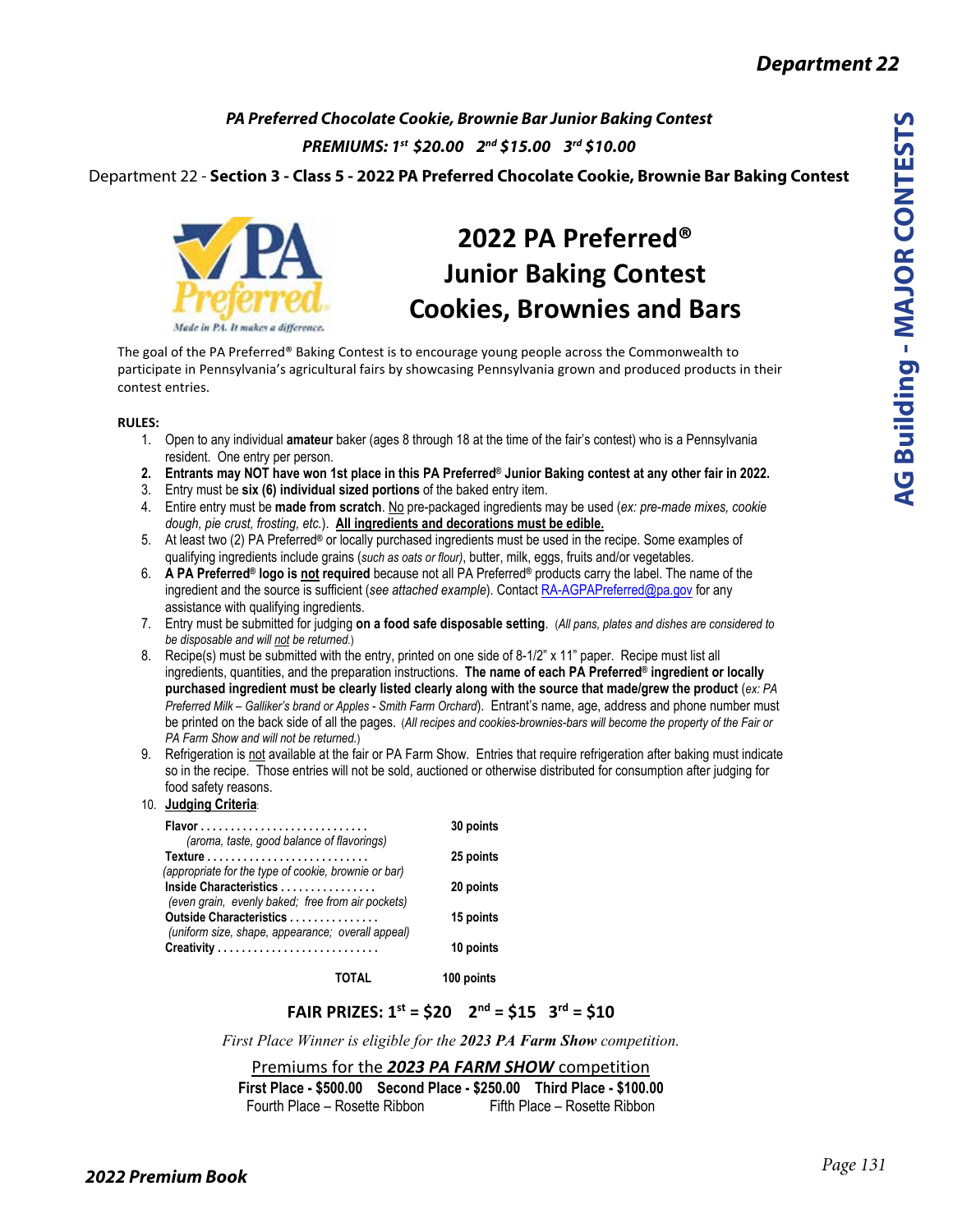### *PA Preferred Chocolate Cookie, Brownie Bar Junior Baking Contest*

### *PREMIUMS: 1st $20.00   2nd $15.00   3rd $10.00*

Department 22 - **Section 3 - Class 5 - 2022 PA Preferred Chocolate Cookie, Brownie Bar Baking Contest**

# 2022 PA Preferred® Junior Baking Contest Cookies, Brownies and Bars

The goal of the PA Preferred® Baking Contest is to encourage young people across the Commonwealth to participate in Pennsylvania's agricultural fairs by showcasing Pennsylvania grown and produced products in their contest entries.

**RULES:**

1. Open to any individual **amateur** baker (ages 8 through 18 at the time of the fair's contest) who is a Pennsylvania resident. One entry per person.
2. **Entrants may NOT have won 1st place in this PA Preferred® Junior Baking contest at any other fair in 2022.**
3. Entry must be **six (6) individual sized portions** of the baked entry item.
4. Entire entry must be **made from scratch**. No pre-packaged ingredients may be used (*ex: pre-made mixes, cookie dough, pie crust, frosting, etc.*). **All ingredients and decorations must be edible.**
5. At least two (2) PA Preferred® or locally purchased ingredients must be used in the recipe. Some examples of qualifying ingredients include grains (*such as oats or flour)*, butter, milk, eggs, fruits and/or vegetables.
6. **A PA Preferred® logo is not required** because not all PA Preferred® products carry the label. The name of the ingredient and the source is sufficient (*see attached example*). Contact RA-AGPAPreferred@pa.gov for any assistance with qualifying ingredients.
7. Entry must be submitted for judging **on a food safe disposable setting**. (*All pans, plates and dishes are considered to be disposable and will not be returned.*)
8. Recipe(s) must be submitted with the entry, printed on one side of 8-1/2" x 11" paper. Recipe must list all ingredients, quantities, and the preparation instructions. **The name of each PA Preferred® ingredient or locally purchased ingredient must be clearly listed clearly along with the source that made/grew the product** (*ex: PA Preferred Milk – Galliker's brand or Apples - Smith Farm Orchard*). Entrant's name, age, address and phone number must be printed on the back side of all the pages. (*All recipes and cookies-brownies-bars will become the property of the Fair or PA Farm Show and will not be returned.*)
9. Refrigeration is not available at the fair or PA Farm Show. Entries that require refrigeration after baking must indicate so in the recipe. Those entries will not be sold, auctioned or otherwise distributed for consumption after judging for food safety reasons.
10. **Judging Criteria**:

| Criteria | Points |
|---|---|
| **Flavor** (*aroma, taste, good balance of flavorings*) | **30 points** |
| **Texture** (*appropriate for the type of cookie, brownie or bar*) | **25 points** |
| **Inside Characteristics** (*even grain, evenly baked; free from air pockets*) | **20 points** |
| **Outside Characteristics** (*uniform size, shape, appearance; overall appeal*) | **15 points** |
| **Creativity** | **10 points** |
| **TOTAL** | **100 points** |

**FAIR PRIZES: 1st = $20   2nd = $15   3rd = $10**

*First Place Winner is eligible for the* ***2023 PA Farm Show*** *competition.*

Premiums for the ***2023 PA FARM SHOW*** competition

**First Place - $500.00   Second Place - $250.00   Third Place - $100.00**

Fourth Place – Rosette Ribbon   Fifth Place – Rosette Ribbon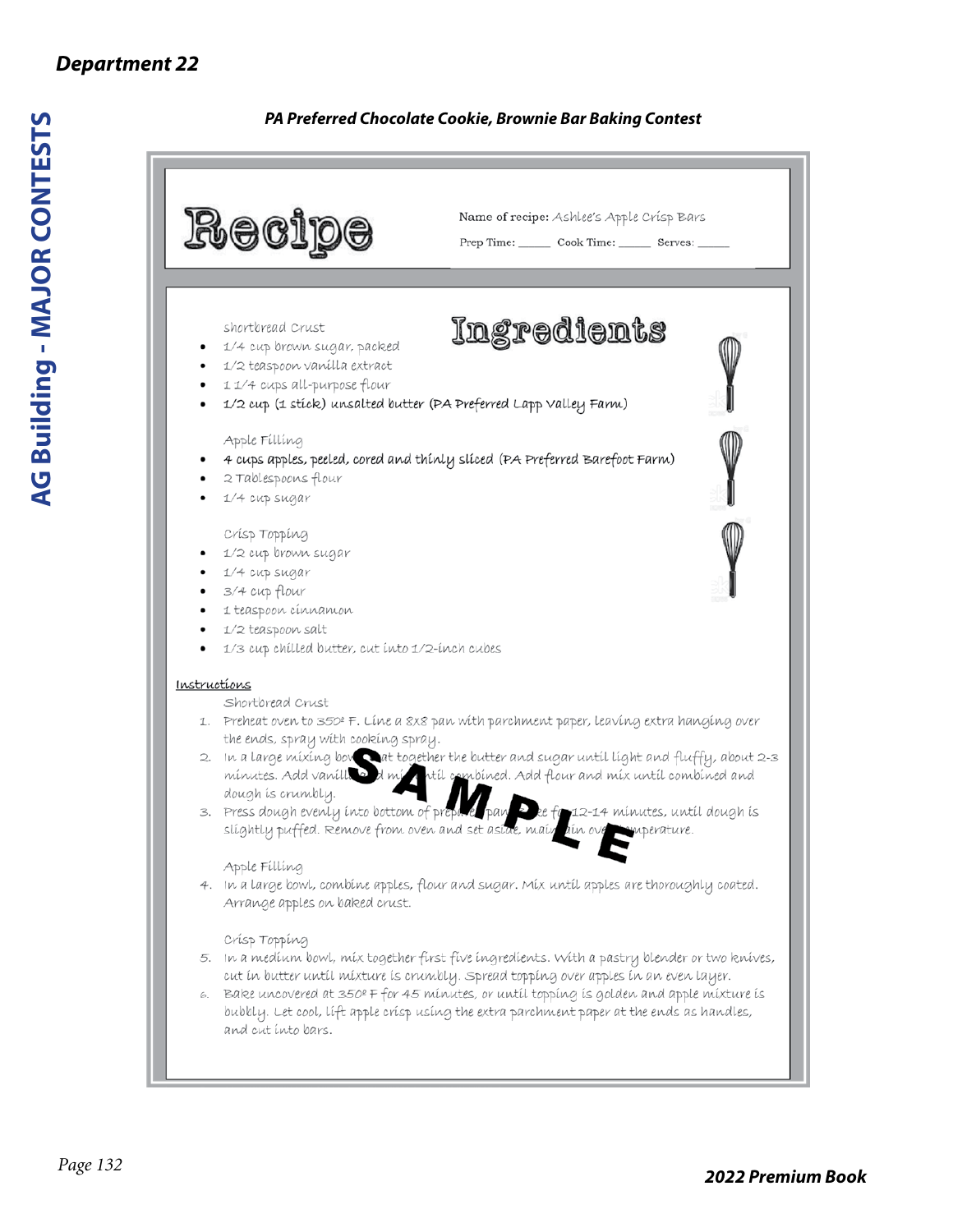## PA Preferred Chocolate Cookie, Brownie Bar Baking Contest

# Recipe

Name of recipe: Ashlee's Apple Crisp Bars

Prep Time: _____ Cook Time: _____ Serves: _____

## Ingredients

Shortbread Crust

- 1/4 cup brown sugar, packed
- 1/2 teaspoon vanilla extract
- 1 1/4 cups all-purpose flour
- 1/2 cup (1 stick) unsalted butter (PA Preferred Lapp Valley Farm)

Apple Filling

- 4 cups apples, peeled, cored and thinly sliced (PA Preferred Barefoot Farm)
- 2 Tablespoons flour
- 1/4 cup sugar

Crisp Topping

- 1/2 cup brown sugar
- 1/4 cup sugar
- 3/4 cup flour
- 1 teaspoon cinnamon
- 1/2 teaspoon salt
- 1/3 cup chilled butter, cut into 1/2-inch cubes

## Instructions

Shortbread Crust

1. Preheat oven to 350º F. Line a 8x8 pan with parchment paper, leaving extra hanging over the ends, spray with cooking spray.
2. In a large mixing bowl, beat together the butter and sugar until light and fluffy, about 2-3 minutes. Add vanilla and mix until combined. Add flour and mix until combined and dough is crumbly.
3. Press dough evenly into bottom of prepared pan. Bake for 12-14 minutes, until dough is slightly puffed. Remove from oven and set aside, maintain oven temperature.

Apple Filling

4. In a large bowl, combine apples, flour and sugar. Mix until apples are thoroughly coated. Arrange apples on baked crust.

Crisp Topping

5. In a medium bowl, mix together first five ingredients. With a pastry blender or two knives, cut in butter until mixture is crumbly. Spread topping over apples in an even layer.
6. Bake uncovered at 350º F for 45 minutes, or until topping is golden and apple mixture is bubbly. Let cool, lift apple crisp using the extra parchment paper at the ends as handles, and cut into bars.

SAMPLE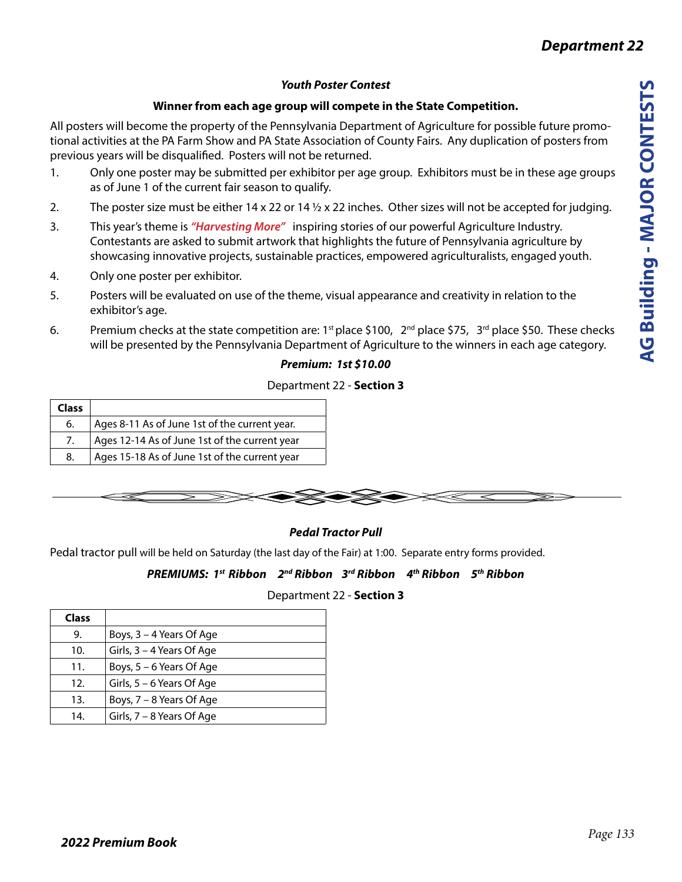### *Youth Poster Contest*

**Winner from each age group will compete in the State Competition.**

All posters will become the property of the Pennsylvania Department of Agriculture for possible future promotional activities at the PA Farm Show and PA State Association of County Fairs. Any duplication of posters from previous years will be disqualified. Posters will not be returned.

1. Only one poster may be submitted per exhibitor per age group. Exhibitors must be in these age groups as of June 1 of the current fair season to qualify.
2. The poster size must be either 14 x 22 or 14 ½ x 22 inches. Other sizes will not be accepted for judging.
3. This year's theme is ***"Harvesting More"*** inspiring stories of our powerful Agriculture Industry. Contestants are asked to submit artwork that highlights the future of Pennsylvania agriculture by showcasing innovative projects, sustainable practices, empowered agriculturalists, engaged youth.
4. Only one poster per exhibitor.
5. Posters will be evaluated on use of the theme, visual appearance and creativity in relation to the exhibitor's age.
6. Premium checks at the state competition are: 1st place $100, 2nd place $75, 3rd place $50. These checks will be presented by the Pennsylvania Department of Agriculture to the winners in each age category.

***Premium: 1st $10.00***

Department 22 - **Section 3**

| Class | |
|---|---|
| 6. | Ages 8-11 As of June 1st of the current year. |
| 7. | Ages 12-14 As of June 1st of the current year |
| 8. | Ages 15-18 As of June 1st of the current year |

### *Pedal Tractor Pull*

Pedal tractor pull will be held on Saturday (the last day of the Fair) at 1:00. Separate entry forms provided.

***PREMIUMS: 1st Ribbon 2nd Ribbon 3rd Ribbon 4th Ribbon 5th Ribbon***

Department 22 - **Section 3**

| Class | |
|---|---|
| 9. | Boys, 3 – 4 Years Of Age |
| 10. | Girls, 3 – 4 Years Of Age |
| 11. | Boys, 5 – 6 Years Of Age |
| 12. | Girls, 5 – 6 Years Of Age |
| 13. | Boys, 7 – 8 Years Of Age |
| 14. | Girls, 7 – 8 Years Of Age |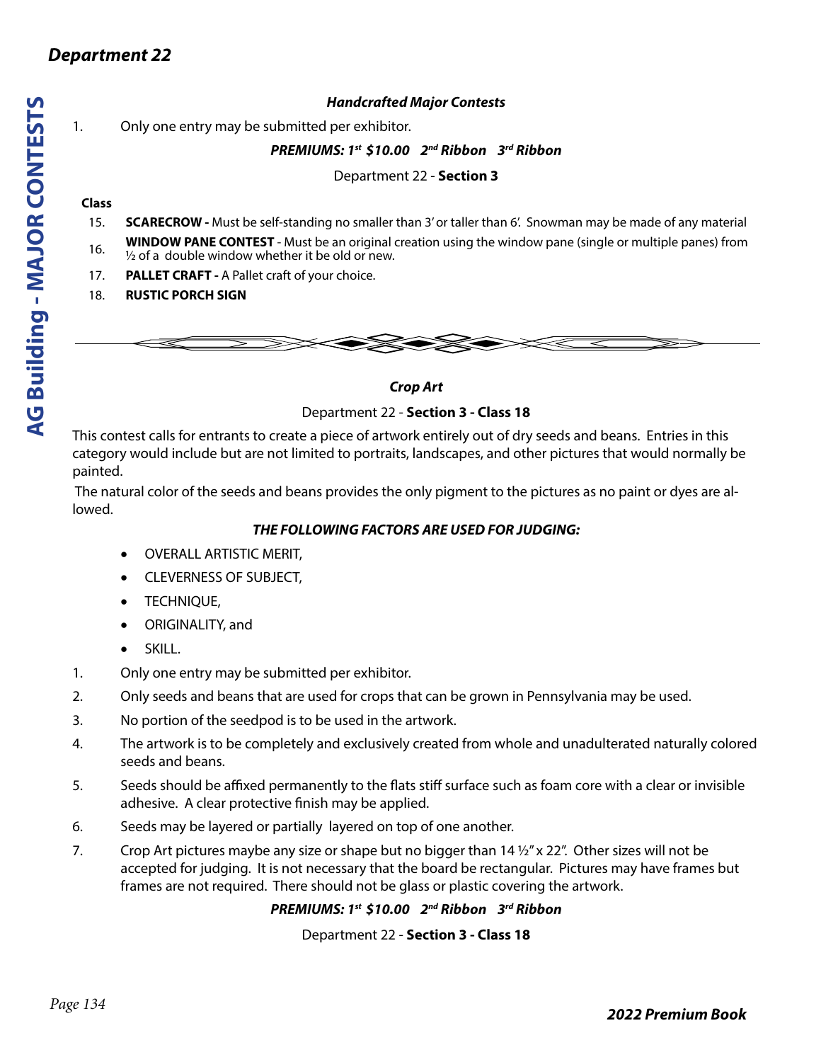# Department 22

### *Handcrafted Major Contests*

1. Only one entry may be submitted per exhibitor.

***PREMIUMS: 1st $10.00 2nd Ribbon 3rd Ribbon***

Department 22 - **Section 3**

**Class**

15. **SCARECROW -** Must be self-standing no smaller than 3' or taller than 6'. Snowman may be made of any material
16. **WINDOW PANE CONTEST** - Must be an original creation using the window pane (single or multiple panes) from ½ of a double window whether it be old or new.
17. **PALLET CRAFT -** A Pallet craft of your choice.
18. **RUSTIC PORCH SIGN**

### *Crop Art*

Department 22 - **Section 3 - Class 18**

This contest calls for entrants to create a piece of artwork entirely out of dry seeds and beans. Entries in this category would include but are not limited to portraits, landscapes, and other pictures that would normally be painted.

The natural color of the seeds and beans provides the only pigment to the pictures as no paint or dyes are allowed.

***THE FOLLOWING FACTORS ARE USED FOR JUDGING:***

- OVERALL ARTISTIC MERIT,
- CLEVERNESS OF SUBJECT,
- TECHNIQUE,
- ORIGINALITY, and
- SKILL.

1. Only one entry may be submitted per exhibitor.
2. Only seeds and beans that are used for crops that can be grown in Pennsylvania may be used.
3. No portion of the seedpod is to be used in the artwork.
4. The artwork is to be completely and exclusively created from whole and unadulterated naturally colored seeds and beans.
5. Seeds should be affixed permanently to the flats stiff surface such as foam core with a clear or invisible adhesive. A clear protective finish may be applied.
6. Seeds may be layered or partially layered on top of one another.
7. Crop Art pictures maybe any size or shape but no bigger than 14 ½" x 22". Other sizes will not be accepted for judging. It is not necessary that the board be rectangular. Pictures may have frames but frames are not required. There should not be glass or plastic covering the artwork.

***PREMIUMS: 1st $10.00 2nd Ribbon 3rd Ribbon***

Department 22 - **Section 3 - Class 18**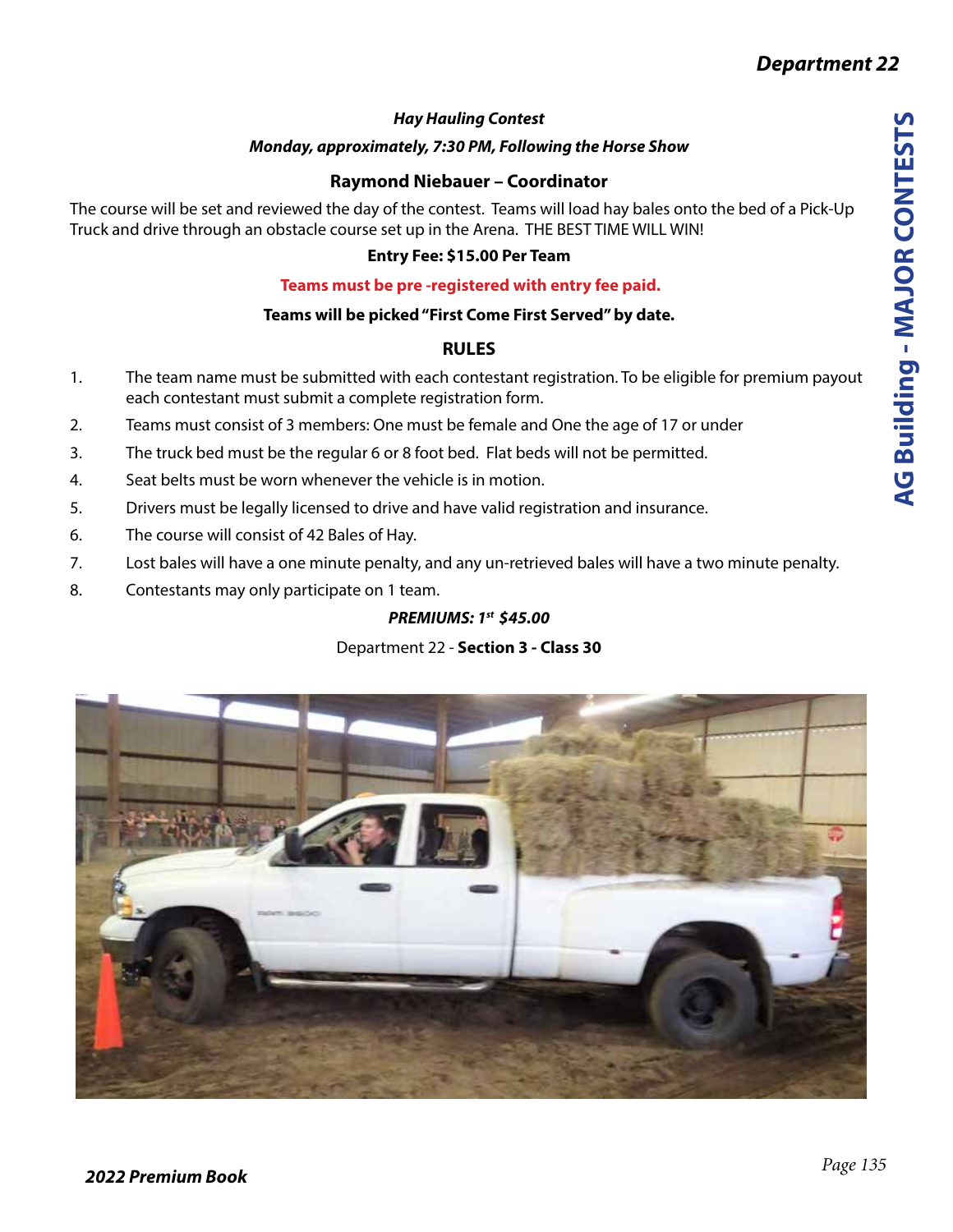### *Hay Hauling Contest*

***Monday, approximately, 7:30 PM, Following the Horse Show***

**Raymond Niebauer – Coordinator**

The course will be set and reviewed the day of the contest. Teams will load hay bales onto the bed of a Pick-Up Truck and drive through an obstacle course set up in the Arena. THE BEST TIME WILL WIN!

**Entry Fee: $15.00 Per Team**

**Teams must be pre -registered with entry fee paid.**

**Teams will be picked "First Come First Served" by date.**

## RULES

1. The team name must be submitted with each contestant registration. To be eligible for premium payout each contestant must submit a complete registration form.
2. Teams must consist of 3 members: One must be female and One the age of 17 or under
3. The truck bed must be the regular 6 or 8 foot bed. Flat beds will not be permitted.
4. Seat belts must be worn whenever the vehicle is in motion.
5. Drivers must be legally licensed to drive and have valid registration and insurance.
6. The course will consist of 42 Bales of Hay.
7. Lost bales will have a one minute penalty, and any un-retrieved bales will have a two minute penalty.
8. Contestants may only participate on 1 team.

***PREMIUMS: 1st $45.00***

Department 22 - **Section 3 - Class 30**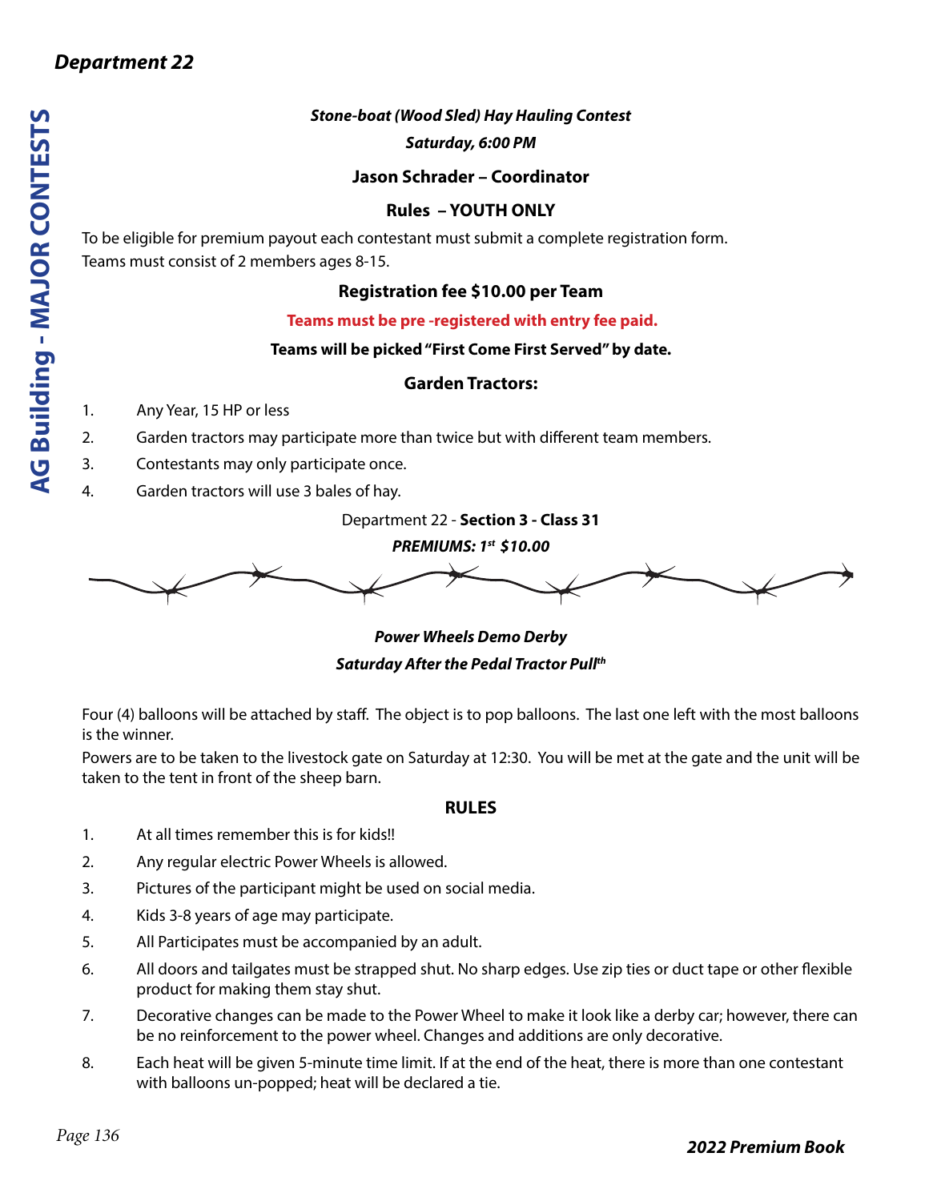## Department 22

### *Stone-boat (Wood Sled) Hay Hauling Contest*

***Saturday, 6:00 PM***

**Jason Schrader – Coordinator**

**Rules – YOUTH ONLY**

To be eligible for premium payout each contestant must submit a complete registration form.
Teams must consist of 2 members ages 8-15.

**Registration fee $10.00 per Team**

**Teams must be pre -registered with entry fee paid.**

**Teams will be picked "First Come First Served" by date.**

**Garden Tractors:**

1. Any Year, 15 HP or less
2. Garden tractors may participate more than twice but with different team members.
3. Contestants may only participate once.
4. Garden tractors will use 3 bales of hay.

Department 22 - **Section 3 - Class 31**

***PREMIUMS: 1st $10.00***

### *Power Wheels Demo Derby*

***Saturday After the Pedal Tractor Pullth***

Four (4) balloons will be attached by staff. The object is to pop balloons. The last one left with the most balloons is the winner.

Powers are to be taken to the livestock gate on Saturday at 12:30. You will be met at the gate and the unit will be taken to the tent in front of the sheep barn.

**RULES**

1. At all times remember this is for kids!!
2. Any regular electric Power Wheels is allowed.
3. Pictures of the participant might be used on social media.
4. Kids 3-8 years of age may participate.
5. All Participates must be accompanied by an adult.
6. All doors and tailgates must be strapped shut. No sharp edges. Use zip ties or duct tape or other flexible product for making them stay shut.
7. Decorative changes can be made to the Power Wheel to make it look like a derby car; however, there can be no reinforcement to the power wheel. Changes and additions are only decorative.
8. Each heat will be given 5-minute time limit. If at the end of the heat, there is more than one contestant with balloons un-popped; heat will be declared a tie.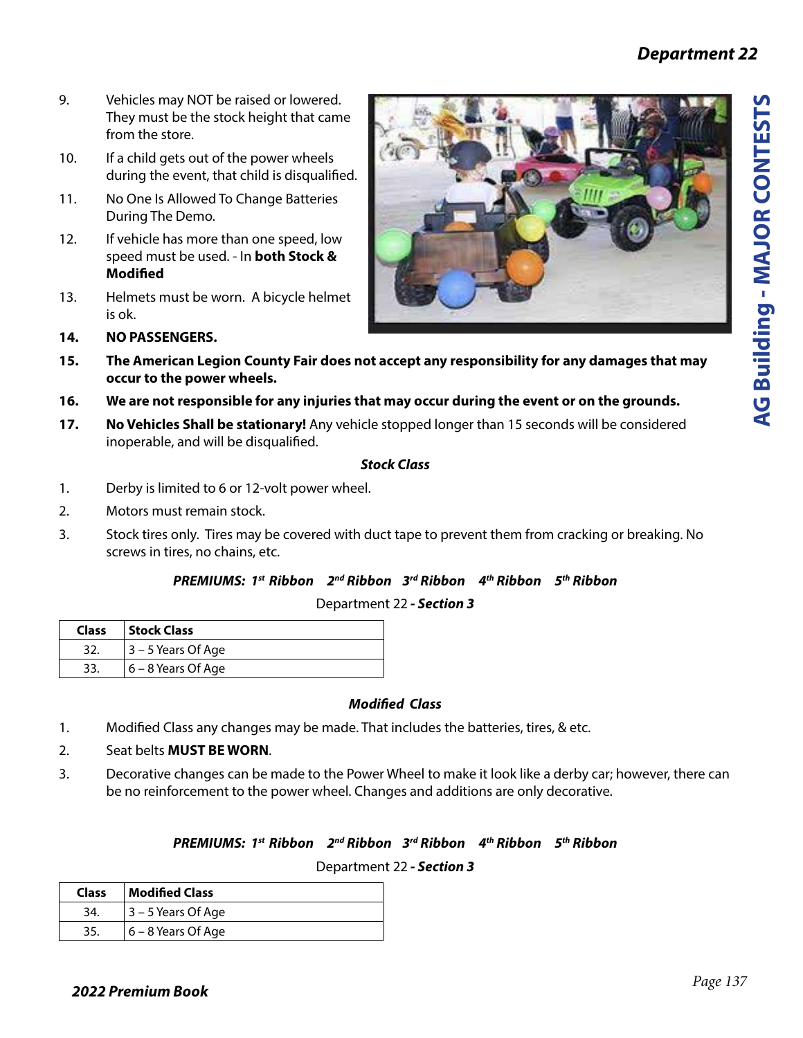9. Vehicles may NOT be raised or lowered. They must be the stock height that came from the store.
10. If a child gets out of the power wheels during the event, that child is disqualified.
11. No One Is Allowed To Change Batteries During The Demo.
12. If vehicle has more than one speed, low speed must be used. - In **both Stock & Modified**
13. Helmets must be worn. A bicycle helmet is ok.
14. **NO PASSENGERS.**
15. **The American Legion County Fair does not accept any responsibility for any damages that may occur to the power wheels.**
16. **We are not responsible for any injuries that may occur during the event or on the grounds.**
17. **No Vehicles Shall be stationary!** Any vehicle stopped longer than 15 seconds will be considered inoperable, and will be disqualified.

***Stock Class***

1. Derby is limited to 6 or 12-volt power wheel.
2. Motors must remain stock.
3. Stock tires only. Tires may be covered with duct tape to prevent them from cracking or breaking. No screws in tires, no chains, etc.

***PREMIUMS: 1st Ribbon 2nd Ribbon 3rd Ribbon 4th Ribbon 5th Ribbon***

Department 22 ***- Section 3***

| Class | Stock Class |
|---|---|
| 32. | 3 – 5 Years Of Age |
| 33. | 6 – 8 Years Of Age |

***Modified Class***

1. Modified Class any changes may be made. That includes the batteries, tires, & etc.
2. Seat belts **MUST BE WORN**.
3. Decorative changes can be made to the Power Wheel to make it look like a derby car; however, there can be no reinforcement to the power wheel. Changes and additions are only decorative.

***PREMIUMS: 1st Ribbon 2nd Ribbon 3rd Ribbon 4th Ribbon 5th Ribbon***

Department 22 ***- Section 3***

| Class | Modified Class |
|---|---|
| 34. | 3 – 5 Years Of Age |
| 35. | 6 – 8 Years Of Age |